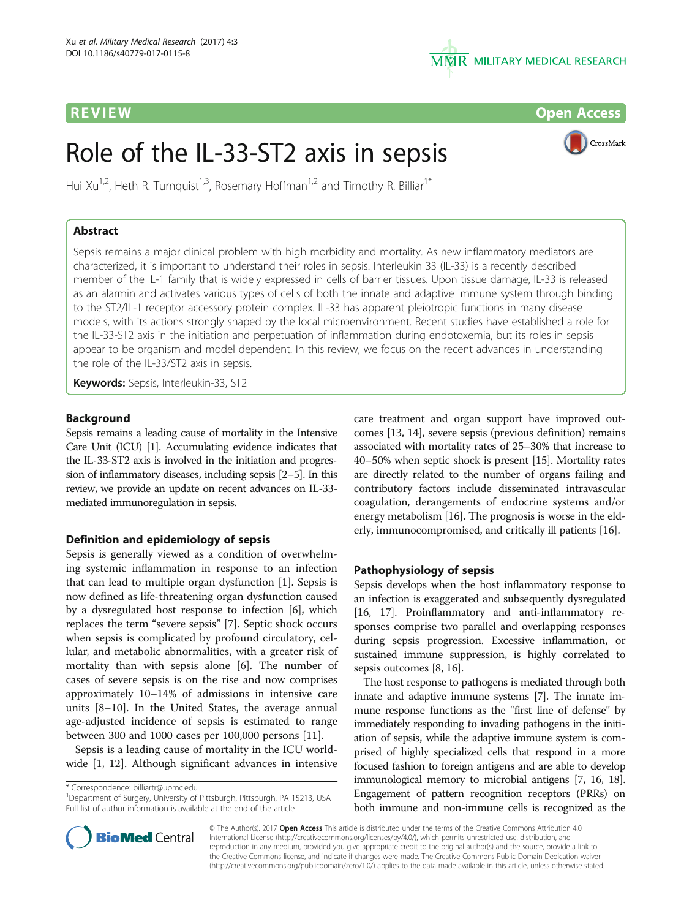REVIEW Open Access

# Role of the IL-33-ST2 axis in sepsis

Hui Xu[1,2], Heth R. Turnquist[1,3], Rosemary Hoffman[1,2] and Timothy R. Billiar[1*]

## Abstract

Sepsis remains a major clinical problem with high morbidity and mortality. As new inflammatory mediators are characterized, it is important to understand their roles in sepsis. Interleukin 33 (IL-33) is a recently described member of the IL-1 family that is widely expressed in cells of barrier tissues. Upon tissue damage, IL-33 is released as an alarmin and activates various types of cells of both the innate and adaptive immune system through binding to the ST2/IL-1 receptor accessory protein complex. IL-33 has apparent pleiotropic functions in many disease models, with its actions strongly shaped by the local microenvironment. Recent studies have established a role for the IL-33-ST2 axis in the initiation and perpetuation of inflammation during endotoxemia, but its roles in sepsis appear to be organism and model dependent. In this review, we focus on the recent advances in understanding the role of the IL-33/ST2 axis in sepsis.

**Keywords:** Sepsis, Interleukin-33, ST2

## Background

Sepsis remains a leading cause of mortality in the Intensive Care Unit (ICU) [1]. Accumulating evidence indicates that the IL-33-ST2 axis is involved in the initiation and progression of inflammatory diseases, including sepsis [2–5]. In this review, we provide an update on recent advances on IL-33-mediated immunoregulation in sepsis.

## Definition and epidemiology of sepsis

Sepsis is generally viewed as a condition of overwhelming systemic inflammation in response to an infection that can lead to multiple organ dysfunction [1]. Sepsis is now defined as life-threatening organ dysfunction caused by a dysregulated host response to infection [6], which replaces the term "severe sepsis" [7]. Septic shock occurs when sepsis is complicated by profound circulatory, cellular, and metabolic abnormalities, with a greater risk of mortality than with sepsis alone [6]. The number of cases of severe sepsis is on the rise and now comprises approximately 10–14% of admissions in intensive care units [8–10]. In the United States, the average annual age-adjusted incidence of sepsis is estimated to range between 300 and 1000 cases per 100,000 persons [11].

Sepsis is a leading cause of mortality in the ICU worldwide [1, 12]. Although significant advances in intensive care treatment and organ support have improved outcomes [13, 14], severe sepsis (previous definition) remains associated with mortality rates of 25–30% that increase to 40–50% when septic shock is present [15]. Mortality rates are directly related to the number of organs failing and contributory factors include disseminated intravascular coagulation, derangements of endocrine systems and/or energy metabolism [16]. The prognosis is worse in the elderly, immunocompromised, and critically ill patients [16].

## Pathophysiology of sepsis

Sepsis develops when the host inflammatory response to an infection is exaggerated and subsequently dysregulated [16, 17]. Proinflammatory and anti-inflammatory responses comprise two parallel and overlapping responses during sepsis progression. Excessive inflammation, or sustained immune suppression, is highly correlated to sepsis outcomes [8, 16].

The host response to pathogens is mediated through both innate and adaptive immune systems [7]. The innate immune response functions as the "first line of defense" by immediately responding to invading pathogens in the initiation of sepsis, while the adaptive immune system is comprised of highly specialized cells that respond in a more focused fashion to foreign antigens and are able to develop immunological memory to microbial antigens [7, 16, 18]. Engagement of pattern recognition receptors (PRRs) on both immune and non-immune cells is recognized as the

\* Correspondence: billiartr@upmc.edu
[1]Department of Surgery, University of Pittsburgh, Pittsburgh, PA 15213, USA
Full list of author information is available at the end of the article

© The Author(s). 2017 **Open Access** This article is distributed under the terms of the Creative Commons Attribution 4.0 International License (http://creativecommons.org/licenses/by/4.0/), which permits unrestricted use, distribution, and reproduction in any medium, provided you give appropriate credit to the original author(s) and the source, provide a link to the Creative Commons license, and indicate if changes were made. The Creative Commons Public Domain Dedication waiver (http://creativecommons.org/publicdomain/zero/1.0/) applies to the data made available in this article, unless otherwise stated.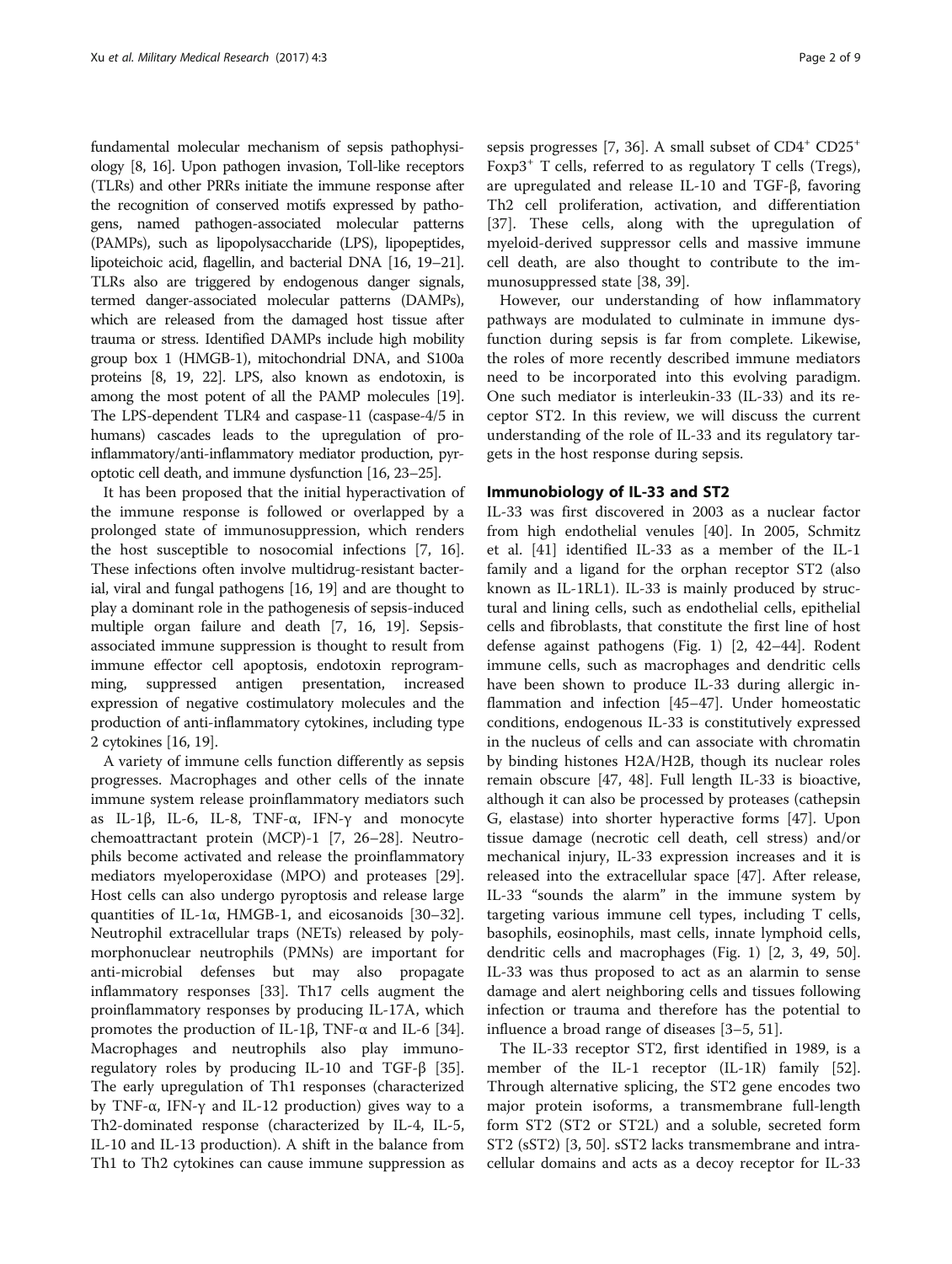fundamental molecular mechanism of sepsis pathophysiology [8, 16]. Upon pathogen invasion, Toll-like receptors (TLRs) and other PRRs initiate the immune response after the recognition of conserved motifs expressed by pathogens, named pathogen-associated molecular patterns (PAMPs), such as lipopolysaccharide (LPS), lipopeptides, lipoteichoic acid, flagellin, and bacterial DNA [16, 19–21]. TLRs also are triggered by endogenous danger signals, termed danger-associated molecular patterns (DAMPs), which are released from the damaged host tissue after trauma or stress. Identified DAMPs include high mobility group box 1 (HMGB-1), mitochondrial DNA, and S100a proteins [8, 19, 22]. LPS, also known as endotoxin, is among the most potent of all the PAMP molecules [19]. The LPS-dependent TLR4 and caspase-11 (caspase-4/5 in humans) cascades leads to the upregulation of pro-inflammatory/anti-inflammatory mediator production, pyroptotic cell death, and immune dysfunction [16, 23–25].

It has been proposed that the initial hyperactivation of the immune response is followed or overlapped by a prolonged state of immunosuppression, which renders the host susceptible to nosocomial infections [7, 16]. These infections often involve multidrug-resistant bacterial, viral and fungal pathogens [16, 19] and are thought to play a dominant role in the pathogenesis of sepsis-induced multiple organ failure and death [7, 16, 19]. Sepsis-associated immune suppression is thought to result from immune effector cell apoptosis, endotoxin reprogramming, suppressed antigen presentation, increased expression of negative costimulatory molecules and the production of anti-inflammatory cytokines, including type 2 cytokines [16, 19].

A variety of immune cells function differently as sepsis progresses. Macrophages and other cells of the innate immune system release proinflammatory mediators such as IL-1β, IL-6, IL-8, TNF-α, IFN-γ and monocyte chemoattractant protein (MCP)-1 [7, 26–28]. Neutrophils become activated and release the proinflammatory mediators myeloperoxidase (MPO) and proteases [29]. Host cells can also undergo pyroptosis and release large quantities of IL-1α, HMGB-1, and eicosanoids [30–32]. Neutrophil extracellular traps (NETs) released by polymorphonuclear neutrophils (PMNs) are important for anti-microbial defenses but may also propagate inflammatory responses [33]. Th17 cells augment the proinflammatory responses by producing IL-17A, which promotes the production of IL-1β, TNF-α and IL-6 [34]. Macrophages and neutrophils also play immunoregulatory roles by producing IL-10 and TGF-β [35]. The early upregulation of Th1 responses (characterized by TNF-α, IFN-γ and IL-12 production) gives way to a Th2-dominated response (characterized by IL-4, IL-5, IL-10 and IL-13 production). A shift in the balance from Th1 to Th2 cytokines can cause immune suppression as sepsis progresses [7, 36]. A small subset of $CD4^+$ $CD25^+$ $Foxp3^+$ T cells, referred to as regulatory T cells (Tregs), are upregulated and release IL-10 and TGF-β, favoring Th2 cell proliferation, activation, and differentiation [37]. These cells, along with the upregulation of myeloid-derived suppressor cells and massive immune cell death, are also thought to contribute to the immunosuppressed state [38, 39].

However, our understanding of how inflammatory pathways are modulated to culminate in immune dysfunction during sepsis is far from complete. Likewise, the roles of more recently described immune mediators need to be incorporated into this evolving paradigm. One such mediator is interleukin-33 (IL-33) and its receptor ST2. In this review, we will discuss the current understanding of the role of IL-33 and its regulatory targets in the host response during sepsis.

## Immunobiology of IL-33 and ST2

IL-33 was first discovered in 2003 as a nuclear factor from high endothelial venules [40]. In 2005, Schmitz et al. [41] identified IL-33 as a member of the IL-1 family and a ligand for the orphan receptor ST2 (also known as IL-1RL1). IL-33 is mainly produced by structural and lining cells, such as endothelial cells, epithelial cells and fibroblasts, that constitute the first line of host defense against pathogens (Fig. 1) [2, 42–44]. Rodent immune cells, such as macrophages and dendritic cells have been shown to produce IL-33 during allergic inflammation and infection [45–47]. Under homeostatic conditions, endogenous IL-33 is constitutively expressed in the nucleus of cells and can associate with chromatin by binding histones H2A/H2B, though its nuclear roles remain obscure [47, 48]. Full length IL-33 is bioactive, although it can also be processed by proteases (cathepsin G, elastase) into shorter hyperactive forms [47]. Upon tissue damage (necrotic cell death, cell stress) and/or mechanical injury, IL-33 expression increases and it is released into the extracellular space [47]. After release, IL-33 "sounds the alarm" in the immune system by targeting various immune cell types, including T cells, basophils, eosinophils, mast cells, innate lymphoid cells, dendritic cells and macrophages (Fig. 1) [2, 3, 49, 50]. IL-33 was thus proposed to act as an alarmin to sense damage and alert neighboring cells and tissues following infection or trauma and therefore has the potential to influence a broad range of diseases [3–5, 51].

The IL-33 receptor ST2, first identified in 1989, is a member of the IL-1 receptor (IL-1R) family [52]. Through alternative splicing, the ST2 gene encodes two major protein isoforms, a transmembrane full-length form ST2 (ST2 or ST2L) and a soluble, secreted form ST2 (sST2) [3, 50]. sST2 lacks transmembrane and intracellular domains and acts as a decoy receptor for IL-33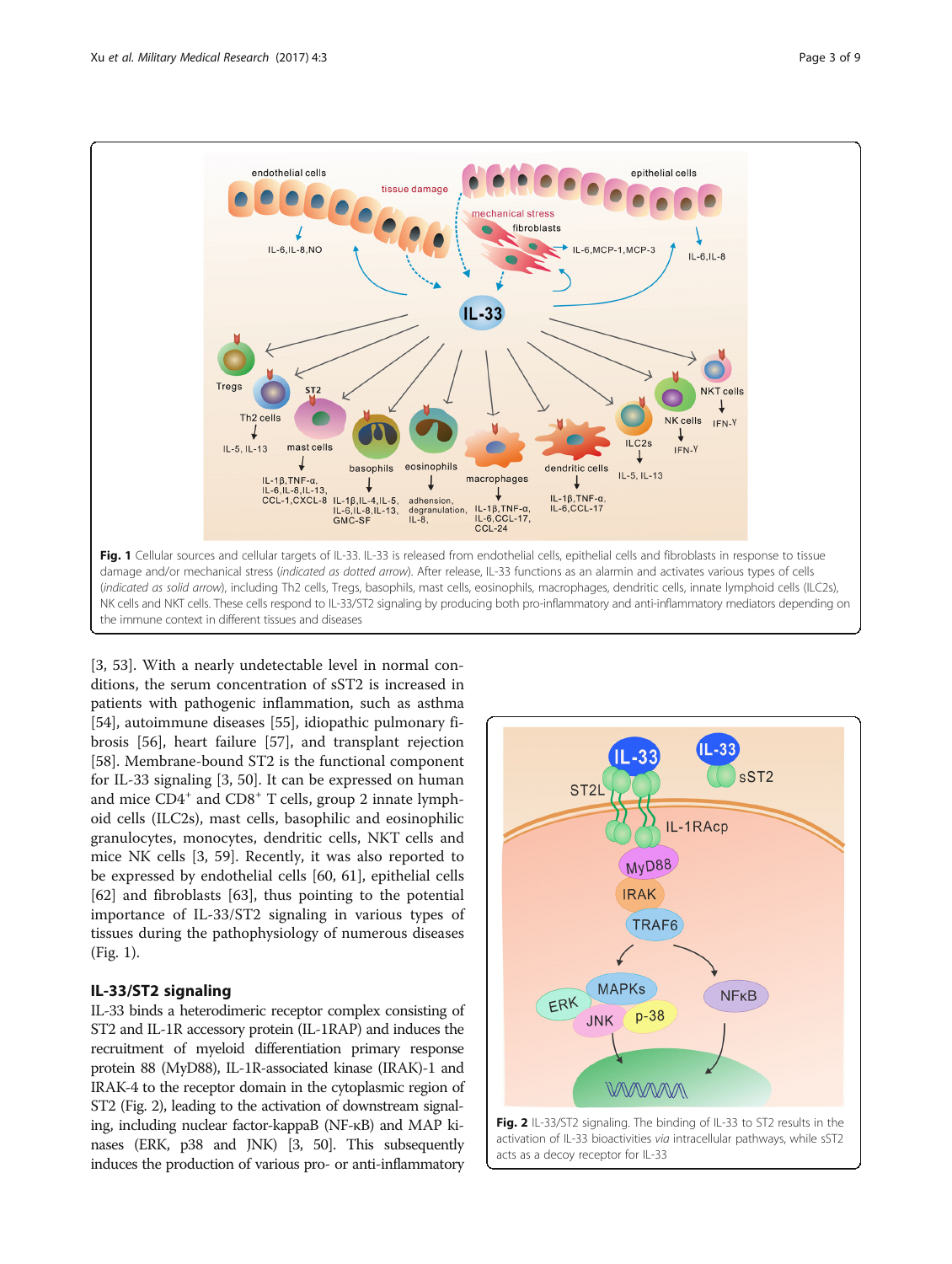**Fig. 1** Cellular sources and cellular targets of IL-33. IL-33 is released from endothelial cells, epithelial cells and fibroblasts in response to tissue damage and/or mechanical stress (*indicated as dotted arrow*). After release, IL-33 functions as an alarmin and activates various types of cells (*indicated as solid arrow*), including Th2 cells, Tregs, basophils, mast cells, eosinophils, macrophages, dendritic cells, innate lymphoid cells (ILC2s), NK cells and NKT cells. These cells respond to IL-33/ST2 signaling by producing both pro-inflammatory and anti-inflammatory mediators depending on the immune context in different tissues and diseases

[3, 53]. With a nearly undetectable level in normal conditions, the serum concentration of sST2 is increased in patients with pathogenic inflammation, such as asthma [54], autoimmune diseases [55], idiopathic pulmonary fibrosis [56], heart failure [57], and transplant rejection [58]. Membrane-bound ST2 is the functional component for IL-33 signaling [3, 50]. It can be expressed on human and mice $CD4^+$ and $CD8^+$ T cells, group 2 innate lymphoid cells (ILC2s), mast cells, basophilic and eosinophilic granulocytes, monocytes, dendritic cells, NKT cells and mice NK cells [3, 59]. Recently, it was also reported to be expressed by endothelial cells [60, 61], epithelial cells [62] and fibroblasts [63], thus pointing to the potential importance of IL-33/ST2 signaling in various types of tissues during the pathophysiology of numerous diseases (Fig. 1).

## IL-33/ST2 signaling

IL-33 binds a heterodimeric receptor complex consisting of ST2 and IL-1R accessory protein (IL-1RAP) and induces the recruitment of myeloid differentiation primary response protein 88 (MyD88), IL-1R-associated kinase (IRAK)-1 and IRAK-4 to the receptor domain in the cytoplasmic region of ST2 (Fig. 2), leading to the activation of downstream signaling, including nuclear factor-kappaB (NF-κB) and MAP kinases (ERK, p38 and JNK) [3, 50]. This subsequently induces the production of various pro- or anti-inflammatory

**Fig. 2** IL-33/ST2 signaling. The binding of IL-33 to ST2 results in the activation of IL-33 bioactivities *via* intracellular pathways, while sST2 acts as a decoy receptor for IL-33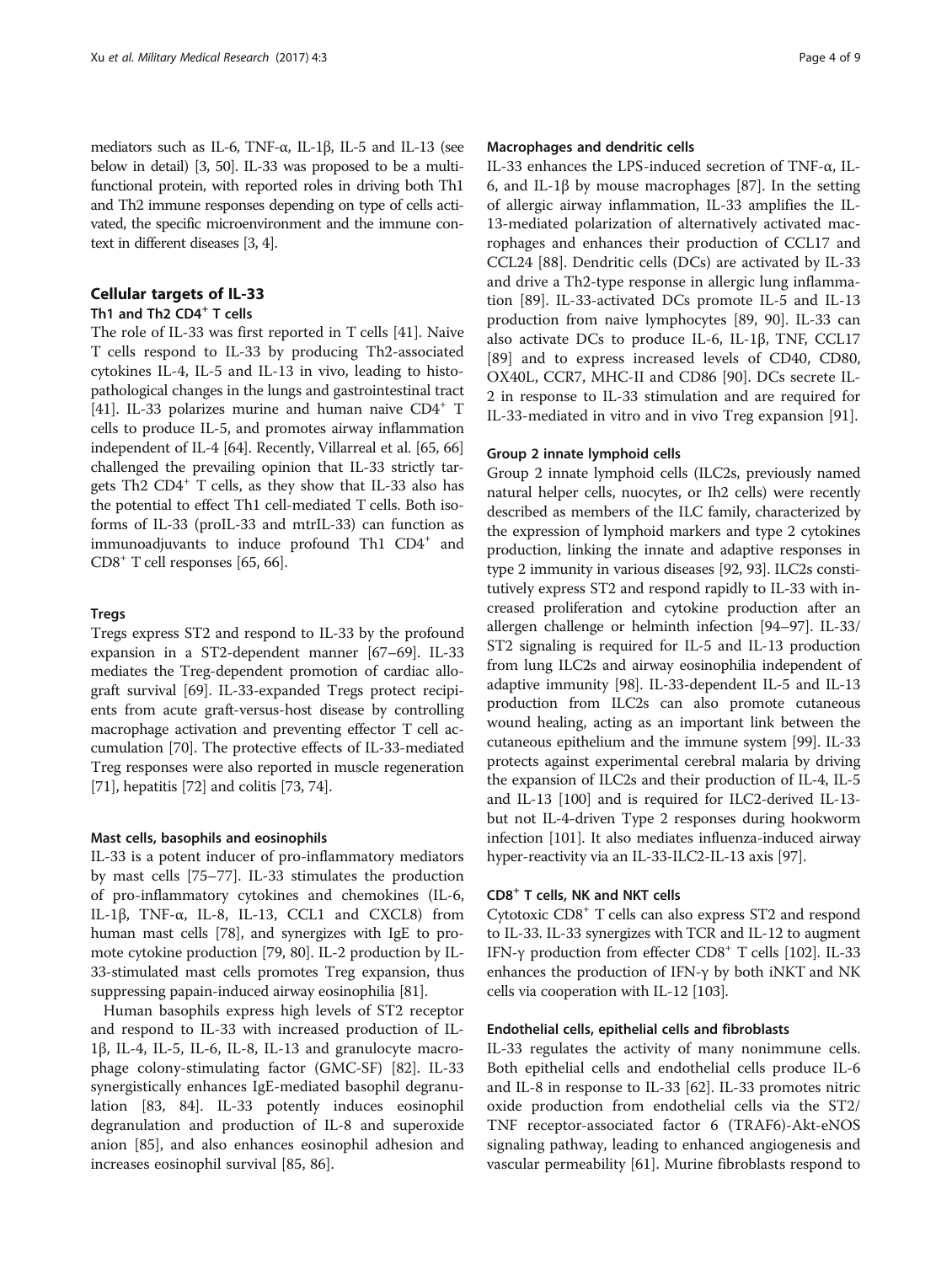mediators such as IL-6, TNF-α, IL-1β, IL-5 and IL-13 (see below in detail) [3, 50]. IL-33 was proposed to be a multifunctional protein, with reported roles in driving both Th1 and Th2 immune responses depending on type of cells activated, the specific microenvironment and the immune context in different diseases [3, 4].

## Cellular targets of IL-33

### Th1 and Th2 $CD4^+$ T cells

The role of IL-33 was first reported in T cells [41]. Naive T cells respond to IL-33 by producing Th2-associated cytokines IL-4, IL-5 and IL-13 in vivo, leading to histopathological changes in the lungs and gastrointestinal tract [41]. IL-33 polarizes murine and human naive $CD4^+$ T cells to produce IL-5, and promotes airway inflammation independent of IL-4 [64]. Recently, Villarreal et al. [65, 66] challenged the prevailing opinion that IL-33 strictly targets Th2 $CD4^+$ T cells, as they show that IL-33 also has the potential to effect Th1 cell-mediated T cells. Both isoforms of IL-33 (proIL-33 and mtrIL-33) can function as immunoadjuvants to induce profound Th1 $CD4^+$ and $CD8^+$ T cell responses [65, 66].

### Tregs

Tregs express ST2 and respond to IL-33 by the profound expansion in a ST2-dependent manner [67–69]. IL-33 mediates the Treg-dependent promotion of cardiac allograft survival [69]. IL-33-expanded Tregs protect recipients from acute graft-versus-host disease by controlling macrophage activation and preventing effector T cell accumulation [70]. The protective effects of IL-33-mediated Treg responses were also reported in muscle regeneration [71], hepatitis [72] and colitis [73, 74].

### Mast cells, basophils and eosinophils

IL-33 is a potent inducer of pro-inflammatory mediators by mast cells [75–77]. IL-33 stimulates the production of pro-inflammatory cytokines and chemokines (IL-6, IL-1β, TNF-α, IL-8, IL-13, CCL1 and CXCL8) from human mast cells [78], and synergizes with IgE to promote cytokine production [79, 80]. IL-2 production by IL-33-stimulated mast cells promotes Treg expansion, thus suppressing papain-induced airway eosinophilia [81].

Human basophils express high levels of ST2 receptor and respond to IL-33 with increased production of IL-1β, IL-4, IL-5, IL-6, IL-8, IL-13 and granulocyte macrophage colony-stimulating factor (GMC-SF) [82]. IL-33 synergistically enhances IgE-mediated basophil degranulation [83, 84]. IL-33 potently induces eosinophil degranulation and production of IL-8 and superoxide anion [85], and also enhances eosinophil adhesion and increases eosinophil survival [85, 86].

### Macrophages and dendritic cells

IL-33 enhances the LPS-induced secretion of TNF-α, IL-6, and IL-1β by mouse macrophages [87]. In the setting of allergic airway inflammation, IL-33 amplifies the IL-13-mediated polarization of alternatively activated macrophages and enhances their production of CCL17 and CCL24 [88]. Dendritic cells (DCs) are activated by IL-33 and drive a Th2-type response in allergic lung inflammation [89]. IL-33-activated DCs promote IL-5 and IL-13 production from naive lymphocytes [89, 90]. IL-33 can also activate DCs to produce IL-6, IL-1β, TNF, CCL17 [89] and to express increased levels of CD40, CD80, OX40L, CCR7, MHC-II and CD86 [90]. DCs secrete IL-2 in response to IL-33 stimulation and are required for IL-33-mediated in vitro and in vivo Treg expansion [91].

### Group 2 innate lymphoid cells

Group 2 innate lymphoid cells (ILC2s, previously named natural helper cells, nuocytes, or Ih2 cells) were recently described as members of the ILC family, characterized by the expression of lymphoid markers and type 2 cytokines production, linking the innate and adaptive responses in type 2 immunity in various diseases [92, 93]. ILC2s constitutively express ST2 and respond rapidly to IL-33 with increased proliferation and cytokine production after an allergen challenge or helminth infection [94–97]. IL-33/ST2 signaling is required for IL-5 and IL-13 production from lung ILC2s and airway eosinophilia independent of adaptive immunity [98]. IL-33-dependent IL-5 and IL-13 production from ILC2s can also promote cutaneous wound healing, acting as an important link between the cutaneous epithelium and the immune system [99]. IL-33 protects against experimental cerebral malaria by driving the expansion of ILC2s and their production of IL-4, IL-5 and IL-13 [100] and is required for ILC2-derived IL-13- but not IL-4-driven Type 2 responses during hookworm infection [101]. It also mediates influenza-induced airway hyper-reactivity via an IL-33-ILC2-IL-13 axis [97].

### $CD8^+$ T cells, NK and NKT cells

Cytotoxic $CD8^+$ T cells can also express ST2 and respond to IL-33. IL-33 synergizes with TCR and IL-12 to augment IFN-γ production from effecter $CD8^+$ T cells [102]. IL-33 enhances the production of IFN-γ by both iNKT and NK cells via cooperation with IL-12 [103].

### Endothelial cells, epithelial cells and fibroblasts

IL-33 regulates the activity of many nonimmune cells. Both epithelial cells and endothelial cells produce IL-6 and IL-8 in response to IL-33 [62]. IL-33 promotes nitric oxide production from endothelial cells via the ST2/TNF receptor-associated factor 6 (TRAF6)-Akt-eNOS signaling pathway, leading to enhanced angiogenesis and vascular permeability [61]. Murine fibroblasts respond to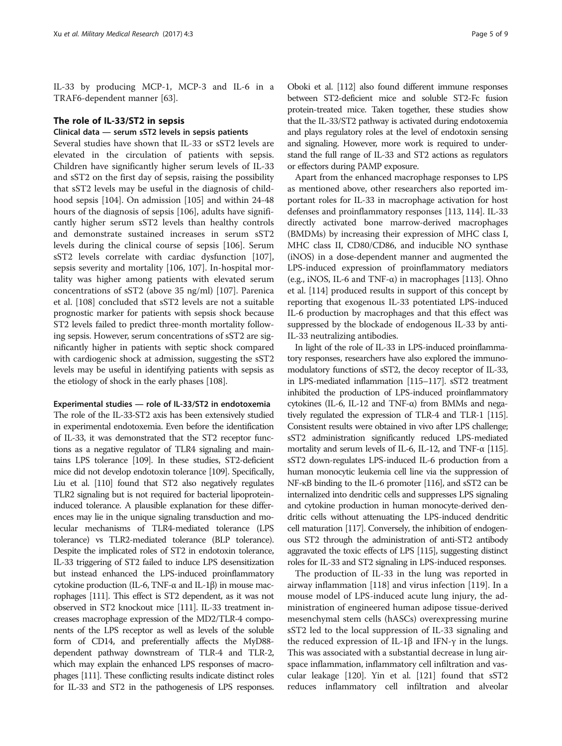IL-33 by producing MCP-1, MCP-3 and IL-6 in a TRAF6-dependent manner [63].

## The role of IL-33/ST2 in sepsis

### Clinical data — serum sST2 levels in sepsis patients

Several studies have shown that IL-33 or sST2 levels are elevated in the circulation of patients with sepsis. Children have significantly higher serum levels of IL-33 and sST2 on the first day of sepsis, raising the possibility that sST2 levels may be useful in the diagnosis of childhood sepsis [104]. On admission [105] and within 24-48 hours of the diagnosis of sepsis [106], adults have significantly higher serum sST2 levels than healthy controls and demonstrate sustained increases in serum sST2 levels during the clinical course of sepsis [106]. Serum sST2 levels correlate with cardiac dysfunction [107], sepsis severity and mortality [106, 107]. In-hospital mortality was higher among patients with elevated serum concentrations of sST2 (above 35 ng/ml) [107]. Parenica et al. [108] concluded that sST2 levels are not a suitable prognostic marker for patients with sepsis shock because ST2 levels failed to predict three-month mortality following sepsis. However, serum concentrations of sST2 are significantly higher in patients with septic shock compared with cardiogenic shock at admission, suggesting the sST2 levels may be useful in identifying patients with sepsis as the etiology of shock in the early phases [108].

### Experimental studies — role of IL-33/ST2 in endotoxemia

The role of the IL-33-ST2 axis has been extensively studied in experimental endotoxemia. Even before the identification of IL-33, it was demonstrated that the ST2 receptor functions as a negative regulator of TLR4 signaling and maintains LPS tolerance [109]. In these studies, ST2-deficient mice did not develop endotoxin tolerance [109]. Specifically, Liu et al. [110] found that ST2 also negatively regulates TLR2 signaling but is not required for bacterial lipoprotein-induced tolerance. A plausible explanation for these differences may lie in the unique signaling transduction and molecular mechanisms of TLR4-mediated tolerance (LPS tolerance) vs TLR2-mediated tolerance (BLP tolerance). Despite the implicated roles of ST2 in endotoxin tolerance, IL-33 triggering of ST2 failed to induce LPS desensitization but instead enhanced the LPS-induced proinflammatory cytokine production (IL-6, TNF-α and IL-1β) in mouse macrophages [111]. This effect is ST2 dependent, as it was not observed in ST2 knockout mice [111]. IL-33 treatment increases macrophage expression of the MD2/TLR-4 components of the LPS receptor as well as levels of the soluble form of CD14, and preferentially affects the MyD88-dependent pathway downstream of TLR-4 and TLR-2, which may explain the enhanced LPS responses of macrophages [111]. These conflicting results indicate distinct roles for IL-33 and ST2 in the pathogenesis of LPS responses. Oboki et al. [112] also found different immune responses between ST2-deficient mice and soluble ST2-Fc fusion protein-treated mice. Taken together, these studies show that the IL-33/ST2 pathway is activated during endotoxemia and plays regulatory roles at the level of endotoxin sensing and signaling. However, more work is required to understand the full range of IL-33 and ST2 actions as regulators or effectors during PAMP exposure.

Apart from the enhanced macrophage responses to LPS as mentioned above, other researchers also reported important roles for IL-33 in macrophage activation for host defenses and proinflammatory responses [113, 114]. IL-33 directly activated bone marrow-derived macrophages (BMDMs) by increasing their expression of MHC class I, MHC class II, CD80/CD86, and inducible NO synthase (iNOS) in a dose-dependent manner and augmented the LPS-induced expression of proinflammatory mediators (e.g., iNOS, IL-6 and TNF-α) in macrophages [113]. Ohno et al. [114] produced results in support of this concept by reporting that exogenous IL-33 potentiated LPS-induced IL-6 production by macrophages and that this effect was suppressed by the blockade of endogenous IL-33 by anti-IL-33 neutralizing antibodies.

In light of the role of IL-33 in LPS-induced proinflammatory responses, researchers have also explored the immunomodulatory functions of sST2, the decoy receptor of IL-33, in LPS-mediated inflammation [115–117]. sST2 treatment inhibited the production of LPS-induced proinflammatory cytokines (IL-6, IL-12 and TNF-α) from BMMs and negatively regulated the expression of TLR-4 and TLR-1 [115]. Consistent results were obtained in vivo after LPS challenge; sST2 administration significantly reduced LPS-mediated mortality and serum levels of IL-6, IL-12, and TNF-α [115]. sST2 down-regulates LPS-induced IL-6 production from a human monocytic leukemia cell line via the suppression of NF-κB binding to the IL-6 promoter [116], and sST2 can be internalized into dendritic cells and suppresses LPS signaling and cytokine production in human monocyte-derived dendritic cells without attenuating the LPS-induced dendritic cell maturation [117]. Conversely, the inhibition of endogenous ST2 through the administration of anti-ST2 antibody aggravated the toxic effects of LPS [115], suggesting distinct roles for IL-33 and ST2 signaling in LPS-induced responses.

The production of IL-33 in the lung was reported in airway inflammation [118] and virus infection [119]. In a mouse model of LPS-induced acute lung injury, the administration of engineered human adipose tissue-derived mesenchymal stem cells (hASCs) overexpressing murine sST2 led to the local suppression of IL-33 signaling and the reduced expression of IL-1β and IFN-γ in the lungs. This was associated with a substantial decrease in lung airspace inflammation, inflammatory cell infiltration and vascular leakage [120]. Yin et al. [121] found that sST2 reduces inflammatory cell infiltration and alveolar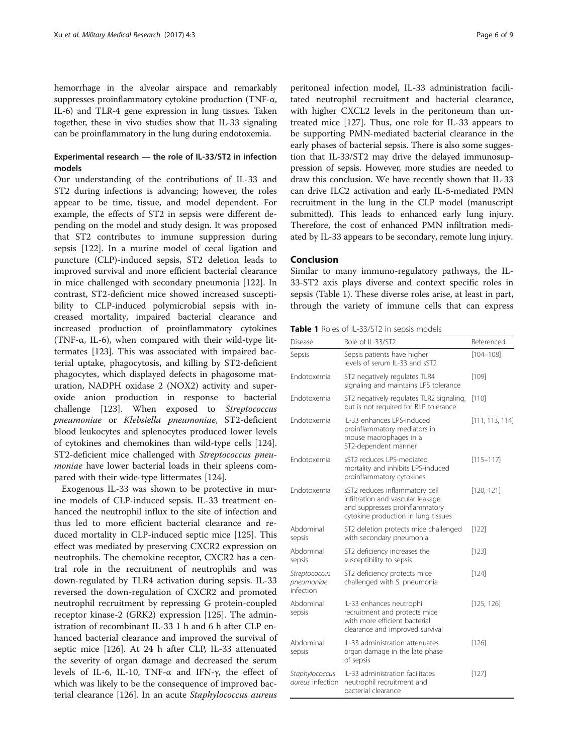hemorrhage in the alveolar airspace and remarkably suppresses proinflammatory cytokine production (TNF-α, IL-6) and TLR-4 gene expression in lung tissues. Taken together, these in vivo studies show that IL-33 signaling can be proinflammatory in the lung during endotoxemia.

### Experimental research — the role of IL-33/ST2 in infection models

Our understanding of the contributions of IL-33 and ST2 during infections is advancing; however, the roles appear to be time, tissue, and model dependent. For example, the effects of ST2 in sepsis were different depending on the model and study design. It was proposed that ST2 contributes to immune suppression during sepsis [122]. In a murine model of cecal ligation and puncture (CLP)-induced sepsis, ST2 deletion leads to improved survival and more efficient bacterial clearance in mice challenged with secondary pneumonia [122]. In contrast, ST2-deficient mice showed increased susceptibility to CLP-induced polymicrobial sepsis with increased mortality, impaired bacterial clearance and increased production of proinflammatory cytokines (TNF-α, IL-6), when compared with their wild-type littermates [123]. This was associated with impaired bacterial uptake, phagocytosis, and killing by ST2-deficient phagocytes, which displayed defects in phagosome maturation, NADPH oxidase 2 (NOX2) activity and superoxide anion production in response to bacterial challenge [123]. When exposed to *Streptococcus pneumoniae* or *Klebsiella pneumoniae*, ST2-deficient blood leukocytes and splenocytes produced lower levels of cytokines and chemokines than wild-type cells [124]. ST2-deficient mice challenged with *Streptococcus pneumoniae* have lower bacterial loads in their spleens compared with their wide-type littermates [124].

Exogenous IL-33 was shown to be protective in murine models of CLP-induced sepsis. IL-33 treatment enhanced the neutrophil influx to the site of infection and thus led to more efficient bacterial clearance and reduced mortality in CLP-induced septic mice [125]. This effect was mediated by preserving CXCR2 expression on neutrophils. The chemokine receptor, CXCR2 has a central role in the recruitment of neutrophils and was down-regulated by TLR4 activation during sepsis. IL-33 reversed the down-regulation of CXCR2 and promoted neutrophil recruitment by repressing G protein-coupled receptor kinase-2 (GRK2) expression [125]. The administration of recombinant IL-33 1 h and 6 h after CLP enhanced bacterial clearance and improved the survival of septic mice [126]. At 24 h after CLP, IL-33 attenuated the severity of organ damage and decreased the serum levels of IL-6, IL-10, TNF-α and IFN-γ, the effect of which was likely to be the consequence of improved bacterial clearance [126]. In an acute *Staphylococcus aureus* peritoneal infection model, IL-33 administration facilitated neutrophil recruitment and bacterial clearance, with higher CXCL2 levels in the peritoneum than untreated mice [127]. Thus, one role for IL-33 appears to be supporting PMN-mediated bacterial clearance in the early phases of bacterial sepsis. There is also some suggestion that IL-33/ST2 may drive the delayed immunosuppression of sepsis. However, more studies are needed to draw this conclusion. We have recently shown that IL-33 can drive ILC2 activation and early IL-5-mediated PMN recruitment in the lung in the CLP model (manuscript submitted). This leads to enhanced early lung injury. Therefore, the cost of enhanced PMN infiltration mediated by IL-33 appears to be secondary, remote lung injury.

## Conclusion

Similar to many immuno-regulatory pathways, the IL-33-ST2 axis plays diverse and context specific roles in sepsis (Table 1). These diverse roles arise, at least in part, through the variety of immune cells that can express

**Table 1** Roles of IL-33/ST2 in sepsis models

| Disease | Role of IL-33/ST2 | Referenced |
|---|---|---|
| Sepsis | Sepsis patients have higher levels of serum IL-33 and sST2 | [104–108] |
| Endotoxemia | ST2 negatively regulates TLR4 signaling and maintains LPS tolerance | [109] |
| Endotoxemia | ST2 negatively regulates TLR2 signaling, but is not required for BLP tolerance | [110] |
| Endotoxemia | IL-33 enhances LPS-induced proinflammatory mediators in mouse macrophages in a ST2-dependent manner | [111, 113, 114] |
| Endotoxemia | sST2 reduces LPS-mediated mortality and inhibits LPS-induced proinflammatory cytokines | [115–117] |
| Endotoxemia | sST2 reduces inflammatory cell infiltration and vascular leakage, and suppresses proinflammatory cytokine production in lung tissues | [120, 121] |
| Abdominal sepsis | ST2 deletion protects mice challenged with secondary pneumonia | [122] |
| Abdominal sepsis | ST2 deficiency increases the susceptibility to sepsis | [123] |
| *Streptococcus pneumoniae* infection | ST2 deficiency protects mice challenged with S. pneumonia | [124] |
| Abdominal sepsis | IL-33 enhances neutrophil recruitment and protects mice with more efficient bacterial clearance and improved survival | [125, 126] |
| Abdominal sepsis | IL-33 administration attenuates organ damage in the late phase of sepsis | [126] |
| *Staphylococcus aureus* infection | IL-33 administration facilitates neutrophil recruitment and bacterial clearance | [127] |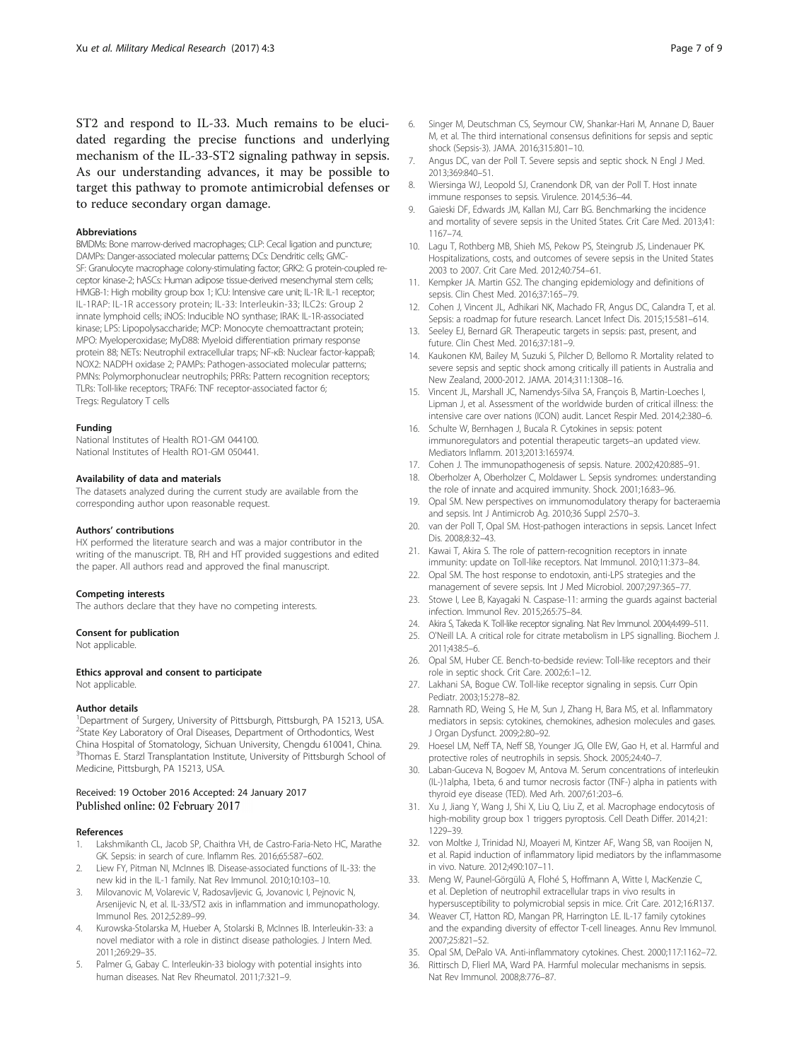ST2 and respond to IL-33. Much remains to be elucidated regarding the precise functions and underlying mechanism of the IL-33-ST2 signaling pathway in sepsis. As our understanding advances, it may be possible to target this pathway to promote antimicrobial defenses or to reduce secondary organ damage.

#### Abbreviations

BMDMs: Bone marrow-derived macrophages; CLP: Cecal ligation and puncture; DAMPs: Danger-associated molecular patterns; DCs: Dendritic cells; GMC-SF: Granulocyte macrophage colony-stimulating factor; GRK2: G protein-coupled receptor kinase-2; hASCs: Human adipose tissue-derived mesenchymal stem cells; HMGB-1: High mobility group box 1; ICU: Intensive care unit; IL-1R: IL-1 receptor; IL-1RAP: IL-1R accessory protein; IL-33: Interleukin-33; ILC2s: Group 2 innate lymphoid cells; iNOS: Inducible NO synthase; IRAK: IL-1R-associated kinase; LPS: Lipopolysaccharide; MCP: Monocyte chemoattractant protein; MPO: Myeloperoxidase; MyD88: Myeloid differentiation primary response protein 88; NETs: Neutrophil extracellular traps; NF-κB: Nuclear factor-kappaB; NOX2: NADPH oxidase 2; PAMPs: Pathogen-associated molecular patterns; PMNs: Polymorphonuclear neutrophils; PRRs: Pattern recognition receptors; TLRs: Toll-like receptors; TRAF6: TNF receptor-associated factor 6; Tregs: Regulatory T cells

#### Funding

National Institutes of Health RO1-GM 044100.
National Institutes of Health RO1-GM 050441.

#### Availability of data and materials

The datasets analyzed during the current study are available from the corresponding author upon reasonable request.

#### Authors' contributions

HX performed the literature search and was a major contributor in the writing of the manuscript. TB, RH and HT provided suggestions and edited the paper. All authors read and approved the final manuscript.

#### Competing interests

The authors declare that they have no competing interests.

#### Consent for publication

Not applicable.

#### Ethics approval and consent to participate

Not applicable.

#### Author details

[1]Department of Surgery, University of Pittsburgh, Pittsburgh, PA 15213, USA. [2]State Key Laboratory of Oral Diseases, Department of Orthodontics, West China Hospital of Stomatology, Sichuan University, Chengdu 610041, China. [3]Thomas E. Starzl Transplantation Institute, University of Pittsburgh School of Medicine, Pittsburgh, PA 15213, USA.

Received: 19 October 2016 Accepted: 24 January 2017
Published online: 02 February 2017

#### References

1. Lakshmikanth CL, Jacob SP, Chaithra VH, de Castro-Faria-Neto HC, Marathe GK. Sepsis: in search of cure. Inflamm Res. 2016;65:587–602.
2. Liew FY, Pitman NI, McInnes IB. Disease-associated functions of IL-33: the new kid in the IL-1 family. Nat Rev Immunol. 2010;10:103–10.
3. Milovanovic M, Volarevic V, Radosavljevic G, Jovanovic I, Pejnovic N, Arsenijevic N, et al. IL-33/ST2 axis in inflammation and immunopathology. Immunol Res. 2012;52:89–99.
4. Kurowska-Stolarska M, Hueber A, Stolarski B, McInnes IB. Interleukin-33: a novel mediator with a role in distinct disease pathologies. J Intern Med. 2011;269:29–35.
5. Palmer G, Gabay C. Interleukin-33 biology with potential insights into human diseases. Nat Rev Rheumatol. 2011;7:321–9.
6. Singer M, Deutschman CS, Seymour CW, Shankar-Hari M, Annane D, Bauer M, et al. The third international consensus definitions for sepsis and septic shock (Sepsis-3). JAMA. 2016;315:801–10.
7. Angus DC, van der Poll T. Severe sepsis and septic shock. N Engl J Med. 2013;369:840–51.
8. Wiersinga WJ, Leopold SJ, Cranendonk DR, van der Poll T. Host innate immune responses to sepsis. Virulence. 2014;5:36–44.
9. Gaieski DF, Edwards JM, Kallan MJ, Carr BG. Benchmarking the incidence and mortality of severe sepsis in the United States. Crit Care Med. 2013;41:1167–74.
10. Lagu T, Rothberg MB, Shieh MS, Pekow PS, Steingrub JS, Lindenauer PK. Hospitalizations, costs, and outcomes of severe sepsis in the United States 2003 to 2007. Crit Care Med. 2012;40:754–61.
11. Kempker JA. Martin GS2. The changing epidemiology and definitions of sepsis. Clin Chest Med. 2016;37:165–79.
12. Cohen J, Vincent JL, Adhikari NK, Machado FR, Angus DC, Calandra T, et al. Sepsis: a roadmap for future research. Lancet Infect Dis. 2015;15:581–614.
13. Seeley EJ, Bernard GR. Therapeutic targets in sepsis: past, present, and future. Clin Chest Med. 2016;37:181–9.
14. Kaukonen KM, Bailey M, Suzuki S, Pilcher D, Bellomo R. Mortality related to severe sepsis and septic shock among critically ill patients in Australia and New Zealand, 2000-2012. JAMA. 2014;311:1308–16.
15. Vincent JL, Marshall JC, Namendys-Silva SA, François B, Martin-Loeches I, Lipman J, et al. Assessment of the worldwide burden of critical illness: the intensive care over nations (ICON) audit. Lancet Respir Med. 2014;2:380–6.
16. Schulte W, Bernhagen J, Bucala R. Cytokines in sepsis: potent immunoregulators and potential therapeutic targets–an updated view. Mediators Inflamm. 2013;2013:165974.
17. Cohen J. The immunopathogenesis of sepsis. Nature. 2002;420:885–91.
18. Oberholzer A, Oberholzer C, Moldawer L. Sepsis syndromes: understanding the role of innate and acquired immunity. Shock. 2001;16:83–96.
19. Opal SM. New perspectives on immunomodulatory therapy for bacteraemia and sepsis. Int J Antimicrob Ag. 2010;36 Suppl 2:S70–3.
20. van der Poll T, Opal SM. Host-pathogen interactions in sepsis. Lancet Infect Dis. 2008;8:32–43.
21. Kawai T, Akira S. The role of pattern-recognition receptors in innate immunity: update on Toll-like receptors. Nat Immunol. 2010;11:373–84.
22. Opal SM. The host response to endotoxin, anti-LPS strategies and the management of severe sepsis. Int J Med Microbiol. 2007;297:365–77.
23. Stowe I, Lee B, Kayagaki N. Caspase-11: arming the guards against bacterial infection. Immunol Rev. 2015;265:75–84.
24. Akira S, Takeda K. Toll-like receptor signaling. Nat Rev Immunol. 2004;4:499–511.
25. O'Neill LA. A critical role for citrate metabolism in LPS signalling. Biochem J. 2011;438:5–6.
26. Opal SM, Huber CE. Bench-to-bedside review: Toll-like receptors and their role in septic shock. Crit Care. 2002;6:1–12.
27. Lakhani SA, Bogue CW. Toll-like receptor signaling in sepsis. Curr Opin Pediatr. 2003;15:278–82.
28. Ramnath RD, Weing S, He M, Sun J, Zhang H, Bara MS, et al. Inflammatory mediators in sepsis: cytokines, chemokines, adhesion molecules and gases. J Organ Dysfunct. 2009;2:80–92.
29. Hoesel LM, Neff TA, Neff SB, Younger JG, Olle EW, Gao H, et al. Harmful and protective roles of neutrophils in sepsis. Shock. 2005;24:40–7.
30. Laban-Guceva N, Bogoev M, Antova M. Serum concentrations of interleukin (IL-)1alpha, 1beta, 6 and tumor necrosis factor (TNF-) alpha in patients with thyroid eye disease (TED). Med Arh. 2007;61:203–6.
31. Xu J, Jiang Y, Wang J, Shi X, Liu Q, Liu Z, et al. Macrophage endocytosis of high-mobility group box 1 triggers pyroptosis. Cell Death Differ. 2014;21:1229–39.
32. von Moltke J, Trinidad NJ, Moayeri M, Kintzer AF, Wang SB, van Rooijen N, et al. Rapid induction of inflammatory lipid mediators by the inflammasome in vivo. Nature. 2012;490:107–11.
33. Meng W, Paunel-Görgülü A, Flohé S, Hoffmann A, Witte I, MacKenzie C, et al. Depletion of neutrophil extracellular traps in vivo results in hypersusceptibility to polymicrobial sepsis in mice. Crit Care. 2012;16:R137.
34. Weaver CT, Hatton RD, Mangan PR, Harrington LE. IL-17 family cytokines and the expanding diversity of effector T-cell lineages. Annu Rev Immunol. 2007;25:821–52.
35. Opal SM, DePalo VA. Anti-inflammatory cytokines. Chest. 2000;117:1162–72.
36. Rittirsch D, Flierl MA, Ward PA. Harmful molecular mechanisms in sepsis. Nat Rev Immunol. 2008;8:776–87.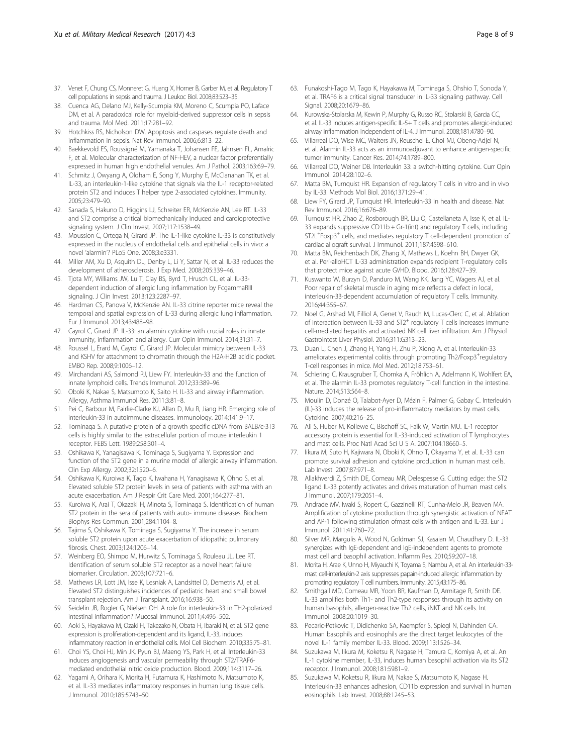37. Venet F, Chung CS, Monneret G, Huang X, Horner B, Garber M, et al. Regulatory T cell populations in sepsis and trauma. J Leukoc Biol. 2008;83:523–35.
38. Cuenca AG, Delano MJ, Kelly-Scumpia KM, Moreno C, Scumpia PO, Laface DM, et al. A paradoxical role for myeloid-derived suppressor cells in sepsis and trauma. Mol Med. 2011;17:281–92.
39. Hotchkiss RS, Nicholson DW. Apoptosis and caspases regulate death and inflammation in sepsis. Nat Rev Immunol. 2006;6:813–22.
40. Baekkevold ES, Roussigné M, Yamanaka T, Johansen FE, Jahnsen FL, Amalric F, et al. Molecular characterization of NF-HEV, a nuclear factor preferentially expressed in human high endothelial venules. Am J Pathol. 2003;163:69–79.
41. Schmitz J, Owyang A, Oldham E, Song Y, Murphy E, McClanahan TK, et al. IL-33, an interleukin-1-like cytokine that signals via the IL-1 receptor-related protein ST2 and induces T helper type 2-associated cytokines. Immunity. 2005;23:479–90.
42. Sanada S, Hakuno D, Higgins LJ, Schreiter ER, McKenzie AN, Lee RT. IL-33 and ST2 comprise a critical biomechanically induced and cardioprotective signaling system. J Clin Invest. 2007;117:1538–49.
43. Moussion C, Ortega N, Girard JP. The IL-1-like cytokine IL-33 is constitutively expressed in the nucleus of endothelial cells and epithelial cells in vivo: a novel 'alarmin'? PLoS One. 2008;3:e3331.
44. Miller AM, Xu D, Asquith DL, Denby L, Li Y, Sattar N, et al. IL-33 reduces the development of atherosclerosis. J Exp Med. 2008;205:339–46.
45. Tjota MY, Williams JW, Lu T, Clay BS, Byrd T, Hrusch CL, et al. IL-33-dependent induction of allergic lung inflammation by FcgammaRIII signaling. J Clin Invest. 2013;123:2287–97.
46. Hardman CS, Panova V, McKenzie AN. IL-33 citrine reporter mice reveal the temporal and spatial expression of IL-33 during allergic lung inflammation. Eur J Immunol. 2013;43:488–98.
47. Cayrol C, Girard JP. IL-33: an alarmin cytokine with crucial roles in innate immunity, inflammation and allergy. Curr Opin Immunol. 2014;31:31–7.
48. Roussel L, Erard M, Cayrol C, Girard JP. Molecular mimicry between IL-33 and KSHV for attachment to chromatin through the H2A-H2B acidic pocket. EMBO Rep. 2008;9:1006–12.
49. Mirchandani AS, Salmond RJ, Liew FY. Interleukin-33 and the function of innate lymphoid cells. Trends Immunol. 2012;33:389–96.
50. Oboki K, Nakae S, Matsumoto K, Saito H. IL-33 and airway inflammation. Allergy, Asthma Immunol Res. 2011;3:81–8.
51. Pei C, Barbour M, Fairlie-Clarke KJ, Allan D, Mu R, Jiang HR. Emerging role of interleukin-33 in autoimmune diseases. Immunology. 2014;141:9–17.
52. Tominaga S. A putative protein of a growth specific cDNA from BALB/c-3T3 cells is highly similar to the extracellular portion of mouse interleukin 1 receptor. FEBS Lett. 1989;258:301–4.
53. Oshikawa K, Yanagisawa K, Tominaga S, Sugiyama Y. Expression and function of the ST2 gene in a murine model of allergic airway inflammation. Clin Exp Allergy. 2002;32:1520–6.
54. Oshikawa K, Kuroiwa K, Tago K, Iwahana H, Yanagisawa K, Ohno S, et al. Elevated soluble ST2 protein levels in sera of patients with asthma with an acute exacerbation. Am J Respir Crit Care Med. 2001;164:277–81.
55. Kuroiwa K, Arai T, Okazaki H, Minota S, Tominaga S. Identification of human ST2 protein in the sera of patients with auto- immune diseases. Biochem Biophys Res Commun. 2001;284:1104–8.
56. Tajima S, Oshikawa K, Tominaga S, Sugiyama Y. The increase in serum soluble ST2 protein upon acute exacerbation of idiopathic pulmonary fibrosis. Chest. 2003;124:1206–14.
57. Weinberg EO, Shimpo M, Hurwitz S, Tominaga S, Rouleau JL, Lee RT. Identification of serum soluble ST2 receptor as a novel heart failure biomarker. Circulation. 2003;107:721–6.
58. Mathews LR, Lott JM, Isse K, Lesniak A, Landsittel D, Demetris AJ, et al. Elevated ST2 distinguishes incidences of pediatric heart and small bowel transplant rejection. Am J Transplant. 2016;16:938–50.
59. Seidelin JB, Rogler G, Nielsen OH. A role for interleukin-33 in TH2-polarized intestinal inflammation? Mucosal Immunol. 2011;4:496–502.
60. Aoki S, Hayakawa M, Ozaki H, Takezako N, Obata H, Ibaraki N, et al. ST2 gene expression is proliferation-dependent and its ligand, IL-33, induces inflammatory reaction in endothelial cells. Mol Cell Biochem. 2010;335:75–81.
61. Choi YS, Choi HJ, Min JK, Pyun BJ, Maeng YS, Park H, et al. Interleukin-33 induces angiogenesis and vascular permeability through ST2/TRAF6-mediated endothelial nitric oxide production. Blood. 2009;114:3117–26.
62. Yagami A, Orihara K, Morita H, Futamura K, Hashimoto N, Matsumoto K, et al. IL-33 mediates inflammatory responses in human lung tissue cells. J Immunol. 2010;185:5743–50.
63. Funakoshi-Tago M, Tago K, Hayakawa M, Tominaga S, Ohshio T, Sonoda Y, et al. TRAF6 is a critical signal transducer in IL-33 signaling pathway. Cell Signal. 2008;20:1679–86.
64. Kurowska-Stolarska M, Kewin P, Murphy G, Russo RC, Stolarski B, Garcia CC, et al. IL-33 induces antigen-specific IL-5+ T cells and promotes allergic-induced airway inflammation independent of IL-4. J Immunol. 2008;181:4780–90.
65. Villarreal DO, Wise MC, Walters JN, Reuschel E, Choi MJ, Obeng-Adjei N, et al. Alarmin IL-33 acts as an immunoadjuvant to enhance antigen-specific tumor immunity. Cancer Res. 2014;74:1789–800.
66. Villarreal DO, Weiner DB. Interleukin 33: a switch-hitting cytokine. Curr Opin Immunol. 2014;28:102–6.
67. Matta BM, Turnquist HR. Expansion of regulatory T cells in vitro and in vivo by IL-33. Methods Mol Biol. 2016;1371:29–41.
68. Liew FY, Girard JP, Turnquist HR. Interleukin-33 in health and disease. Nat Rev Immunol. 2016;16:676–89.
69. Turnquist HR, Zhao Z, Rosborough BR, Liu Q, Castellaneta A, Isse K, et al. IL-33 expands suppressive CD11b + Gr-1(int) and regulatory T cells, including ST2L$^{+}$Foxp3$^{+}$ cells, and mediates regulatory T cell-dependent promotion of cardiac allograft survival. J Immunol. 2011;187:4598–610.
70. Matta BM, Reichenbach DK, Zhang X, Mathews L, Koehn BH, Dwyer GK, et al. Peri-alloHCT IL-33 administration expands recipient T-regulatory cells that protect mice against acute GVHD. Blood. 2016;128:427–39.
71. Kuswanto W, Burzyn D, Panduro M, Wang KK, Jang YC, Wagers AJ, et al. Poor repair of skeletal muscle in aging mice reflects a defect in local, interleukin-33-dependent accumulation of regulatory T cells. Immunity. 2016;44:355–67.
72. Noel G, Arshad MI, Filliol A, Genet V, Rauch M, Lucas-Clerc C, et al. Ablation of interaction between IL-33 and ST2$^{+}$ regulatory T cells increases immune cell-mediated hepatitis and activated NK cell liver infiltration. Am J Physiol Gastrointest Liver Physiol. 2016;311:G313–23.
73. Duan L, Chen J, Zhang H, Yang H, Zhu P, Xiong A, et al. Interleukin-33 ameliorates experimental colitis through promoting Th2/Foxp3$^{+}$regulatory T-cell responses in mice. Mol Med. 2012;18:753–61.
74. Schiering C, Krausgruber T, Chomka A, Fröhlich A, Adelmann K, Wohlfert EA, et al. The alarmin IL-33 promotes regulatory T-cell function in the intestine. Nature. 2014;513:564–8.
75. Moulin D, Donzé O, Talabot-Ayer D, Mézin F, Palmer G, Gabay C. Interleukin (IL)-33 induces the release of pro-inflammatory mediators by mast cells. Cytokine. 2007;40:216–25.
76. Ali S, Huber M, Kollewe C, Bischoff SC, Falk W, Martin MU. IL-1 receptor accessory protein is essential for IL-33-induced activation of T lymphocytes and mast cells. Proc Natl Acad Sci U S A. 2007;104:18660–5.
77. Iikura M, Suto H, Kajiwara N, Oboki K, Ohno T, Okayama Y, et al. IL-33 can promote survival adhesion and cytokine production in human mast cells. Lab Invest. 2007;87:971–8.
78. Allakhverdi Z, Smith DE, Comeau MR, Delespesse G. Cutting edge: the ST2 ligand IL-33 potently activates and drives maturation of human mast cells. J Immunol. 2007;179:2051–4.
79. Andrade MV, Iwaki S, Ropert C, Gazzinelli RT, Cunha-Melo JR, Beaven MA. Amplification of cytokine production through synergistic activation of NFAT and AP-1 following stimulation ofmast cells with antigen and IL-33. Eur J Immunol. 2011;41:760–72.
80. Silver MR, Margulis A, Wood N, Goldman SJ, Kasaian M, Chaudhary D. IL-33 synergizes with IgE-dependent and IgE-independent agents to promote mast cell and basophil activation. Inflamm Res. 2010;59:207–18.
81. Morita H, Arae K, Unno H, Miyauchi K, Toyama S, Nambu A, et al. An interleukin-33-mast cell-interleukin-2 axis suppresses papain-induced allergic inflammation by promoting regulatory T cell numbers. Immunity. 2015;43:175–86.
82. Smithgall MD, Comeau MR, Yoon BR, Kaufman D, Armitage R, Smith DE. IL-33 amplifies both Th1- and Th2-type responses through its activity on human basophils, allergen-reactive Th2 cells, iNKT and NK cells. Int Immunol. 2008;20:1019–30.
83. Pecaric-Petkovic T, Didichenko SA, Kaempfer S, Spiegl N, Dahinden CA. Human basophils and eosinophils are the direct target leukocytes of the novel IL-1 family member IL-33. Blood. 2009;113:1526–34.
84. Suzukawa M, Iikura M, Koketsu R, Nagase H, Tamura C, Komiya A, et al. An IL-1 cytokine member, IL-33, induces human basophil activation via its ST2 receptor. J Immunol. 2008;181:5981–9.
85. Suzukawa M, Koketsu R, Iikura M, Nakae S, Matsumoto K, Nagase H. Interleukin-33 enhances adhesion, CD11b expression and survival in human eosinophils. Lab Invest. 2008;88:1245–53.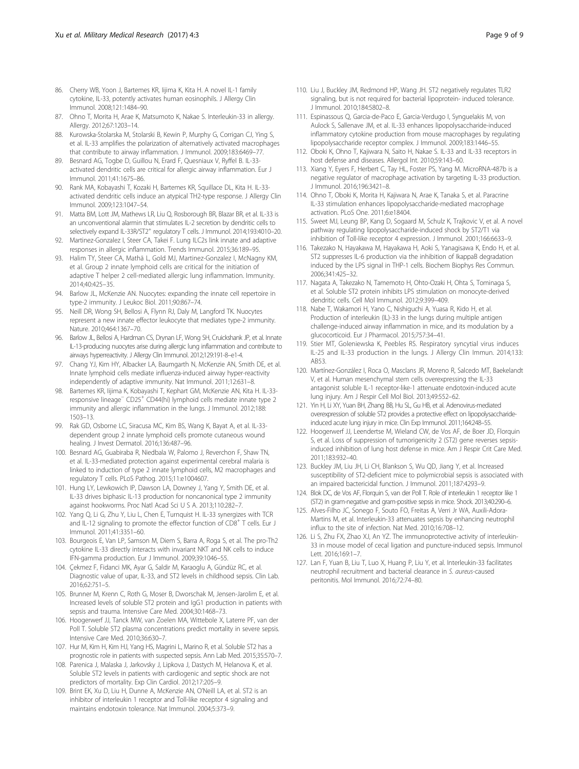86. Cherry WB, Yoon J, Bartemes KR, Iijima K, Kita H. A novel IL-1 family cytokine, IL-33, potently activates human eosinophils. J Allergy Clin Immunol. 2008;121:1484–90.
87. Ohno T, Morita H, Arae K, Matsumoto K, Nakae S. Interleukin-33 in allergy. Allergy. 2012;67:1203–14.
88. Kurowska-Stolarska M, Stolarski B, Kewin P, Murphy G, Corrigan CJ, Ying S, et al. IL-33 amplifies the polarization of alternatively activated macrophages that contribute to airway inflammation. J Immunol. 2009;183:6469–77.
89. Besnard AG, Togbe D, Guillou N, Erard F, Quesniaux V, Ryffel B. IL-33-activated dendritic cells are critical for allergic airway inflammation. Eur J Immunol. 2011;41:1675–86.
90. Rank MA, Kobayashi T, Kozaki H, Bartemes KR, Squillace DL, Kita H. IL-33-activated dendritic cells induce an atypical TH2-type response. J Allergy Clin Immunol. 2009;123:1047–54.
91. Matta BM, Lott JM, Mathews LR, Liu Q, Rosborough BR, Blazar BR, et al. IL-33 is an unconventional alarmin that stimulates IL-2 secretion by dendritic cells to selectively expand IL-33R/ST2$^{+}$ regulatory T cells. J Immunol. 2014;193:4010–20.
92. Martinez-Gonzalez I, Steer CA, Takei F. Lung ILC2s link innate and adaptive responses in allergic inflammation. Trends Immunol. 2015;36:189–95.
93. Halim TY, Steer CA, Mathä L, Gold MJ, Martinez-Gonzalez I, McNagny KM, et al. Group 2 innate lymphoid cells are critical for the initiation of adaptive T helper 2 cell-mediated allergic lung inflammation. Immunity. 2014;40:425–35.
94. Barlow JL, McKenzie AN. Nuocytes: expanding the innate cell repertoire in type-2 immunity. J Leukoc Biol. 2011;90:867–74.
95. Neill DR, Wong SH, Bellosi A, Flynn RJ, Daly M, Langford TK. Nuocytes represent a new innate effector leukocyte that mediates type-2 immunity. Nature. 2010;464:1367–70.
96. Barlow JL, Bellosi A, Hardman CS, Drynan LF, Wong SH, Cruickshank JP, et al. Innate IL-13-producing nuocytes arise during allergic lung inflammation and contribute to airways hyperreactivity. J Allergy Clin Immunol. 2012;129:191–8–e1-4.
97. Chang YJ, Kim HY, Albacker LA, Baumgarth N, McKenzie AN, Smith DE, et al. Innate lymphoid cells mediate influenza-induced airway hyper-reactivity independently of adaptive immunity. Nat Immunol. 2011;12:631–8.
98. Bartemes KR, Iijima K, Kobayashi T, Kephart GM, McKenzie AN, Kita H. IL-33-responsive lineage$^{-}$ CD25$^{+}$ CD44(hi) lymphoid cells mediate innate type 2 immunity and allergic inflammation in the lungs. J Immunol. 2012;188:1503–13.
99. Rak GD, Osborne LC, Siracusa MC, Kim BS, Wang K, Bayat A, et al. IL-33-dependent group 2 innate lymphoid cells promote cutaneous wound healing. J Invest Dermatol. 2016;136:487–96.
100. Besnard AG, Guabiraba R, Niedbala W, Palomo J, Reverchon F, Shaw TN, et al. IL-33-mediated protection against experimental cerebral malaria is linked to induction of type 2 innate lymphoid cells, M2 macrophages and regulatory T cells. PLoS Pathog. 2015;11:e1004607.
101. Hung LY, Lewkowich IP, Dawson LA, Downey J, Yang Y, Smith DE, et al. IL-33 drives biphasic IL-13 production for noncanonical type 2 immunity against hookworms. Proc Natl Acad Sci U S A. 2013;110:282–7.
102. Yang Q, Li G, Zhu Y, Liu L, Chen E, Turnquist H. IL-33 synergizes with TCR and IL-12 signaling to promote the effector function of CD8$^{+}$ T cells. Eur J Immunol. 2011;41:3351–60.
103. Bourgeois E, Van LP, Samson M, Diem S, Barra A, Roga S, et al. The pro-Th2 cytokine IL-33 directly interacts with invariant NKT and NK cells to induce IFN-gamma production. Eur J Immunol. 2009;39:1046–55.
104. Çekmez F, Fidanci MK, Ayar G, Saldir M, Karaoglu A, Gündüz RC, et al. Diagnostic value of upar, IL-33, and ST2 levels in childhood sepsis. Clin Lab. 2016;62:751–5.
105. Brunner M, Krenn C, Roth G, Moser B, Dworschak M, Jensen-Jarolim E, et al. Increased levels of soluble ST2 protein and IgG1 production in patients with sepsis and trauma. Intensive Care Med. 2004;30:1468–73.
106. Hoogerwerf JJ, Tanck MW, van Zoelen MA, Wittebole X, Laterre PF, van der Poll T. Soluble ST2 plasma concentrations predict mortality in severe sepsis. Intensive Care Med. 2010;36:630–7.
107. Hur M, Kim H, Kim HJ, Yang HS, Magrini L, Marino R, et al. Soluble ST2 has a prognostic role in patients with suspected sepsis. Ann Lab Med. 2015;35:570–7.
108. Parenica J, Malaska J, Jarkovsky J, Lipkova J, Dastych M, Helanova K, et al. Soluble ST2 levels in patients with cardiogenic and septic shock are not predictors of mortality. Exp Clin Cardiol. 2012;17:205–9.
109. Brint EK, Xu D, Liu H, Dunne A, McKenzie AN, O'Neill LA, et al. ST2 is an inhibitor of interleukin 1 receptor and Toll-like receptor 4 signaling and maintains endotoxin tolerance. Nat Immunol. 2004;5:373–9.
110. Liu J, Buckley JM, Redmond HP, Wang JH. ST2 negatively regulates TLR2 signaling, but is not required for bacterial lipoprotein- induced tolerance. J Immunol. 2010;184:5802–8.
111. Espinassous Q, Garcia-de-Paco E, Garcia-Verdugo I, Synguelakis M, von Aulock S, Sallenave JM, et al. IL-33 enhances lipopolysaccharide-induced inflammatory cytokine production from mouse macrophages by regulating lipopolysaccharide receptor complex. J Immunol. 2009;183:1446–55.
112. Oboki K, Ohno T, Kajiwara N, Saito H, Nakae S. IL-33 and IL-33 receptors in host defense and diseases. Allergol Int. 2010;59:143–60.
113. Xiang Y, Eyers F, Herbert C, Tay HL, Foster PS, Yang M. MicroRNA-487b is a negative regulator of macrophage activation by targeting IL-33 production. J Immunol. 2016;196:3421–8.
114. Ohno T, Oboki K, Morita H, Kajiwara N, Arae K, Tanaka S, et al. Paracrine IL-33 stimulation enhances lipopolysaccharide-mediated macrophage activation. PLoS One. 2011;6:e18404.
115. Sweet MJ, Leung BP, Kang D, Sogaard M, Schulz K, Trajkovic V, et al. A novel pathway regulating lipopolysaccharide-induced shock by ST2/T1 via inhibition of Toll-like receptor 4 expression. J Immunol. 2001;166:6633–9.
116. Takezako N, Hayakawa M, Hayakawa H, Aoki S, Yanagisawa K, Endo H, et al. ST2 suppresses IL-6 production via the inhibition of IkappaB degradation induced by the LPS signal in THP-1 cells. Biochem Biophys Res Commun. 2006;341:425–32.
117. Nagata A, Takezako N, Tamemoto H, Ohto-Ozaki H, Ohta S, Tominaga S, et al. Soluble ST2 protein inhibits LPS stimulation on monocyte-derived dendritic cells. Cell Mol Immunol. 2012;9:399–409.
118. Nabe T, Wakamori H, Yano C, Nishiguchi A, Yuasa R, Kido H, et al. Production of interleukin (IL)-33 in the lungs during multiple antigen challenge-induced airway inflammation in mice, and its modulation by a glucocorticoid. Eur J Pharmacol. 2015;757:34–41.
119. Stier MT, Goleniewska K, Peebles RS. Respiratory syncytial virus induces IL-25 and IL-33 production in the lungs. J Allergy Clin Immun. 2014;133:AB53.
120. Martínez-González I, Roca O, Masclans JR, Moreno R, Salcedo MT, Baekelandt V, et al. Human mesenchymal stem cells overexpressing the IL-33 antagonist soluble IL-1 receptor-like-1 attenuate endotoxin-induced acute lung injury. Am J Respir Cell Mol Biol. 2013;49:552–62.
121. Yin H, Li XY, Yuan BH, Zhang BB, Hu SL, Gu HB, et al. Adenovirus-mediated overexpression of soluble ST2 provides a protective effect on lipopolysaccharide-induced acute lung injury in mice. Clin Exp Immunol. 2011;164:248–55.
122. Hoogerwerf JJ, Leendertse M, Wieland CW, de Vos AF, de Boer JD, Florquin S, et al. Loss of suppression of tumorigenicity 2 (ST2) gene reverses sepsis-induced inhibition of lung host defense in mice. Am J Respir Crit Care Med. 2011;183:932–40.
123. Buckley JM, Liu JH, Li CH, Blankson S, Wu QD, Jiang Y, et al. Increased susceptibility of ST2-deficient mice to polymicrobial sepsis is associated with an impaired bactericidal function. J Immunol. 2011;187:4293–9.
124. Blok DC, de Vos AF, Florquin S, van der Poll T. Role of interleukin 1 receptor like 1 (ST2) in gram-negative and gram-positive sepsis in mice. Shock. 2013;40:290–6.
125. Alves-Filho JC, Sonego F, Souto FO, Freitas A, Verri Jr WA, Auxili-Adora-Martins M, et al. Interleukin-33 attenuates sepsis by enhancing neutrophil influx to the site of infection. Nat Med. 2010;16:708–12.
126. Li S, Zhu FX, Zhao XJ, An YZ. The immunoprotective activity of interleukin-33 in mouse model of cecal ligation and puncture-induced sepsis. Immunol Lett. 2016;169:1–7.
127. Lan F, Yuan B, Liu T, Luo X, Huang P, Liu Y, et al. Interleukin-33 facilitates neutrophil recruitment and bacterial clearance in *S. aureus*-caused peritonitis. Mol Immunol. 2016;72:74–80.